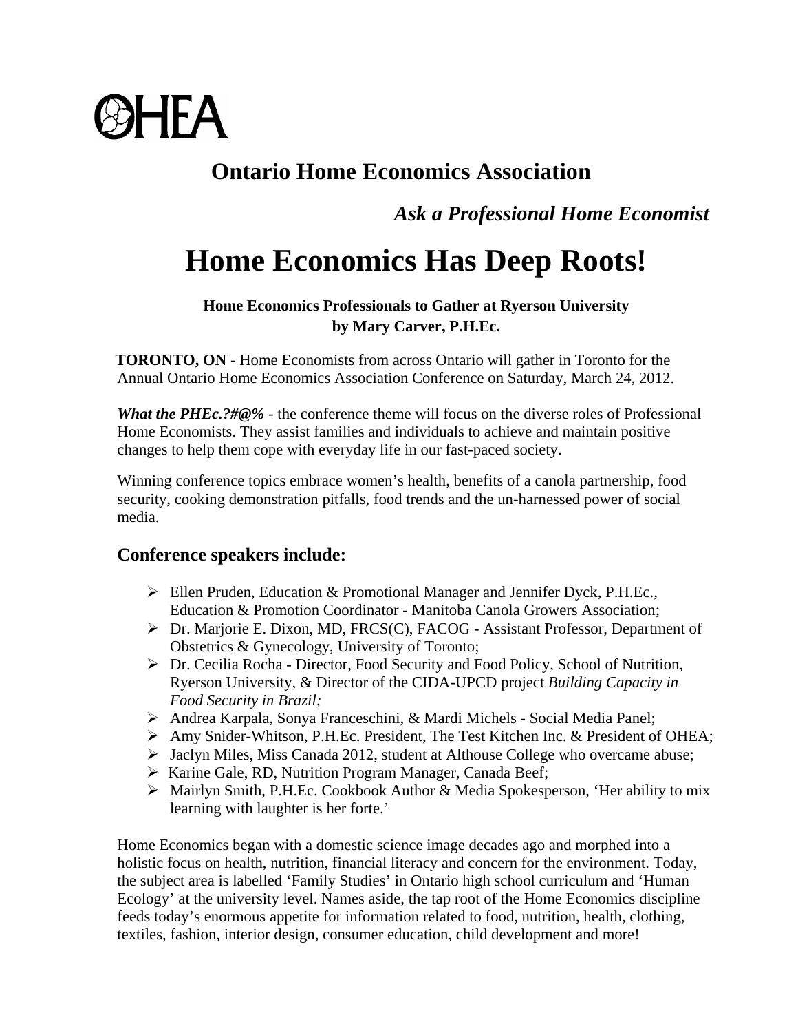OHEA

## Ontario Home Economics Association

***Ask a Professional Home Economist***

# Home Economics Has Deep Roots!

**Home Economics Professionals to Gather at Ryerson University**
**by Mary Carver, P.H.Ec.**

**TORONTO, ON -** Home Economists from across Ontario will gather in Toronto for the Annual Ontario Home Economics Association Conference on Saturday, March 24, 2012.

***What the PHEc.?#@%*** - the conference theme will focus on the diverse roles of Professional Home Economists. They assist families and individuals to achieve and maintain positive changes to help them cope with everyday life in our fast-paced society.

Winning conference topics embrace women's health, benefits of a canola partnership, food security, cooking demonstration pitfalls, food trends and the un-harnessed power of social media.

### Conference speakers include:

- Ellen Pruden, Education & Promotional Manager and Jennifer Dyck, P.H.Ec., Education & Promotion Coordinator - Manitoba Canola Growers Association;
- Dr. Marjorie E. Dixon, MD, FRCS(C), FACOG - Assistant Professor, Department of Obstetrics & Gynecology, University of Toronto;
- Dr. Cecilia Rocha - Director, Food Security and Food Policy, School of Nutrition, Ryerson University, & Director of the CIDA-UPCD project *Building Capacity in Food Security in Brazil;*
- Andrea Karpala, Sonya Franceschini, & Mardi Michels - Social Media Panel;
- Amy Snider-Whitson, P.H.Ec. President, The Test Kitchen Inc. & President of OHEA;
- Jaclyn Miles, Miss Canada 2012, student at Althouse College who overcame abuse;
- Karine Gale, RD, Nutrition Program Manager, Canada Beef;
- Mairlyn Smith, P.H.Ec. Cookbook Author & Media Spokesperson, 'Her ability to mix learning with laughter is her forte.'

Home Economics began with a domestic science image decades ago and morphed into a holistic focus on health, nutrition, financial literacy and concern for the environment. Today, the subject area is labelled 'Family Studies' in Ontario high school curriculum and 'Human Ecology' at the university level. Names aside, the tap root of the Home Economics discipline feeds today's enormous appetite for information related to food, nutrition, health, clothing, textiles, fashion, interior design, consumer education, child development and more!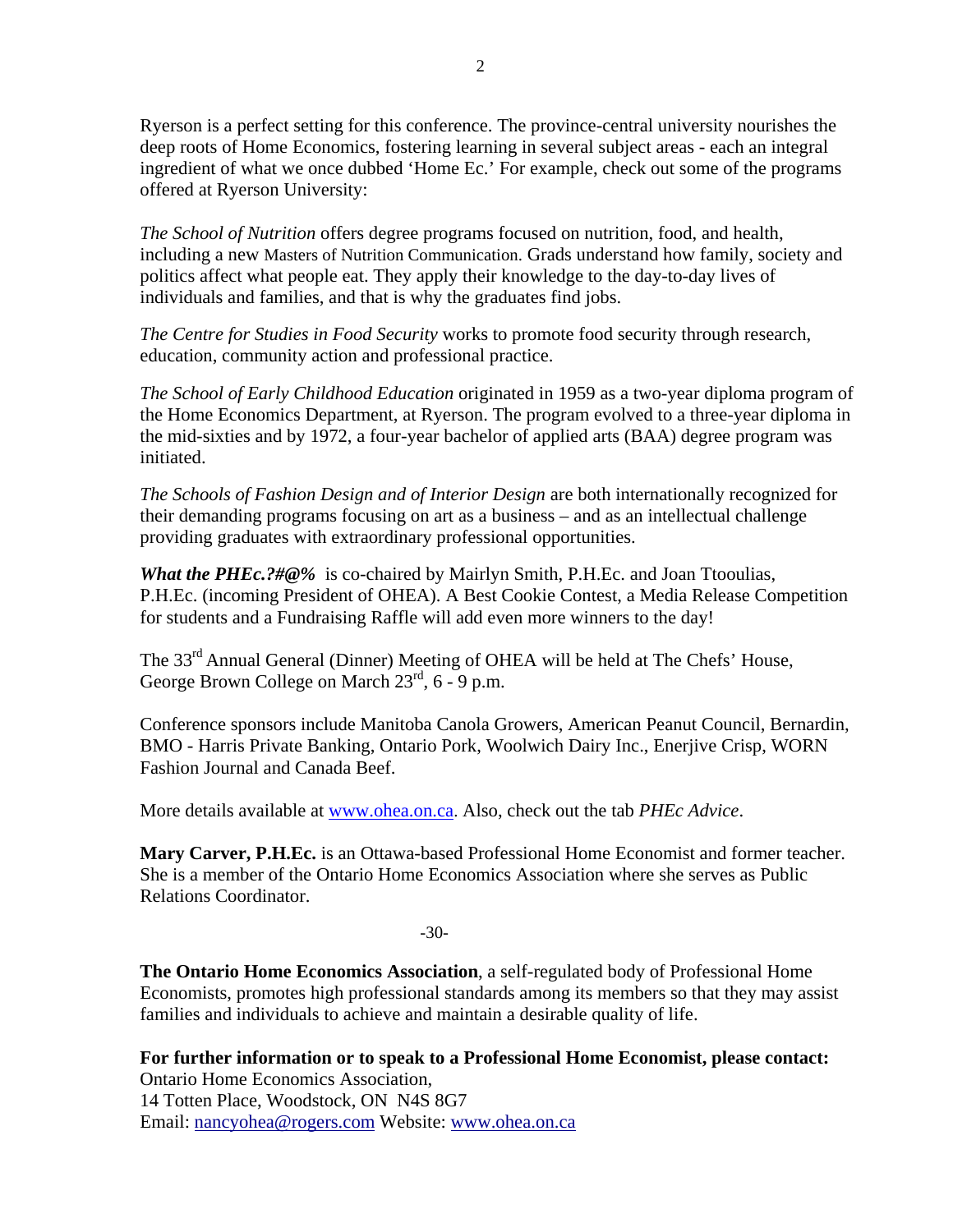Ryerson is a perfect setting for this conference. The province-central university nourishes the deep roots of Home Economics, fostering learning in several subject areas - each an integral ingredient of what we once dubbed 'Home Ec.' For example, check out some of the programs offered at Ryerson University:

*The School of Nutrition* offers degree programs focused on nutrition, food, and health, including a new Masters of Nutrition Communication. Grads understand how family, society and politics affect what people eat. They apply their knowledge to the day-to-day lives of individuals and families, and that is why the graduates find jobs.

*The Centre for Studies in Food Security* works to promote food security through research, education, community action and professional practice.

*The School of Early Childhood Education* originated in 1959 as a two-year diploma program of the Home Economics Department, at Ryerson. The program evolved to a three-year diploma in the mid-sixties and by 1972, a four-year bachelor of applied arts (BAA) degree program was initiated.

*The Schools of Fashion Design and of Interior Design* are both internationally recognized for their demanding programs focusing on art as a business – and as an intellectual challenge providing graduates with extraordinary professional opportunities.

***What the PHEc.?#@%*** is co-chaired by Mairlyn Smith, P.H.Ec. and Joan Ttooulias, P.H.Ec. (incoming President of OHEA). A Best Cookie Contest, a Media Release Competition for students and a Fundraising Raffle will add even more winners to the day!

The 33rd Annual General (Dinner) Meeting of OHEA will be held at The Chefs' House, George Brown College on March 23rd, 6 - 9 p.m.

Conference sponsors include Manitoba Canola Growers, American Peanut Council, Bernardin, BMO - Harris Private Banking, Ontario Pork, Woolwich Dairy Inc., Enerjive Crisp, WORN Fashion Journal and Canada Beef.

More details available at www.ohea.on.ca. Also, check out the tab *PHEc Advice*.

**Mary Carver, P.H.Ec.** is an Ottawa-based Professional Home Economist and former teacher. She is a member of the Ontario Home Economics Association where she serves as Public Relations Coordinator.

-30-

**The Ontario Home Economics Association**, a self-regulated body of Professional Home Economists, promotes high professional standards among its members so that they may assist families and individuals to achieve and maintain a desirable quality of life.

**For further information or to speak to a Professional Home Economist, please contact:**
Ontario Home Economics Association,
14 Totten Place, Woodstock, ON N4S 8G7
Email: nancyohea@rogers.com Website: www.ohea.on.ca